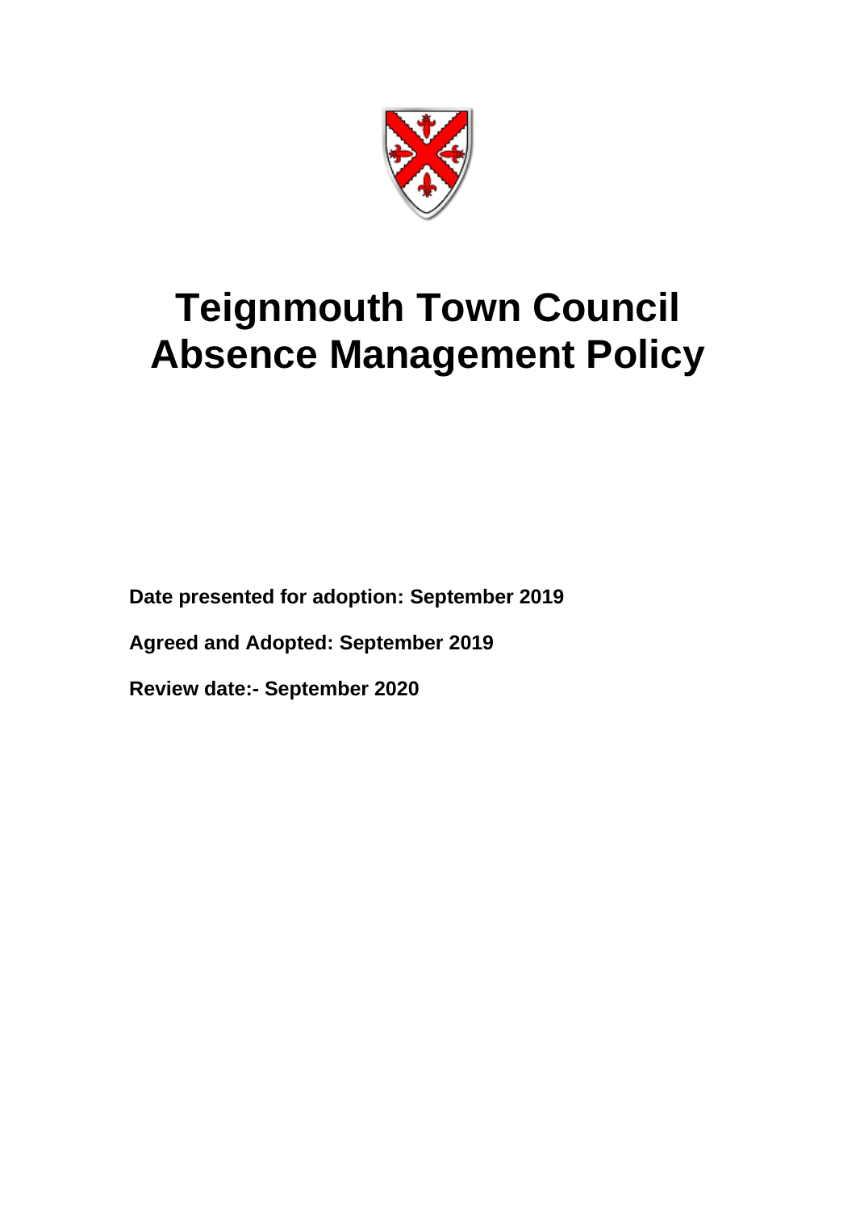# Teignmouth Town Council Absence Management Policy

**Date presented for adoption: September 2019**

**Agreed and Adopted: September 2019**

**Review date:- September 2020**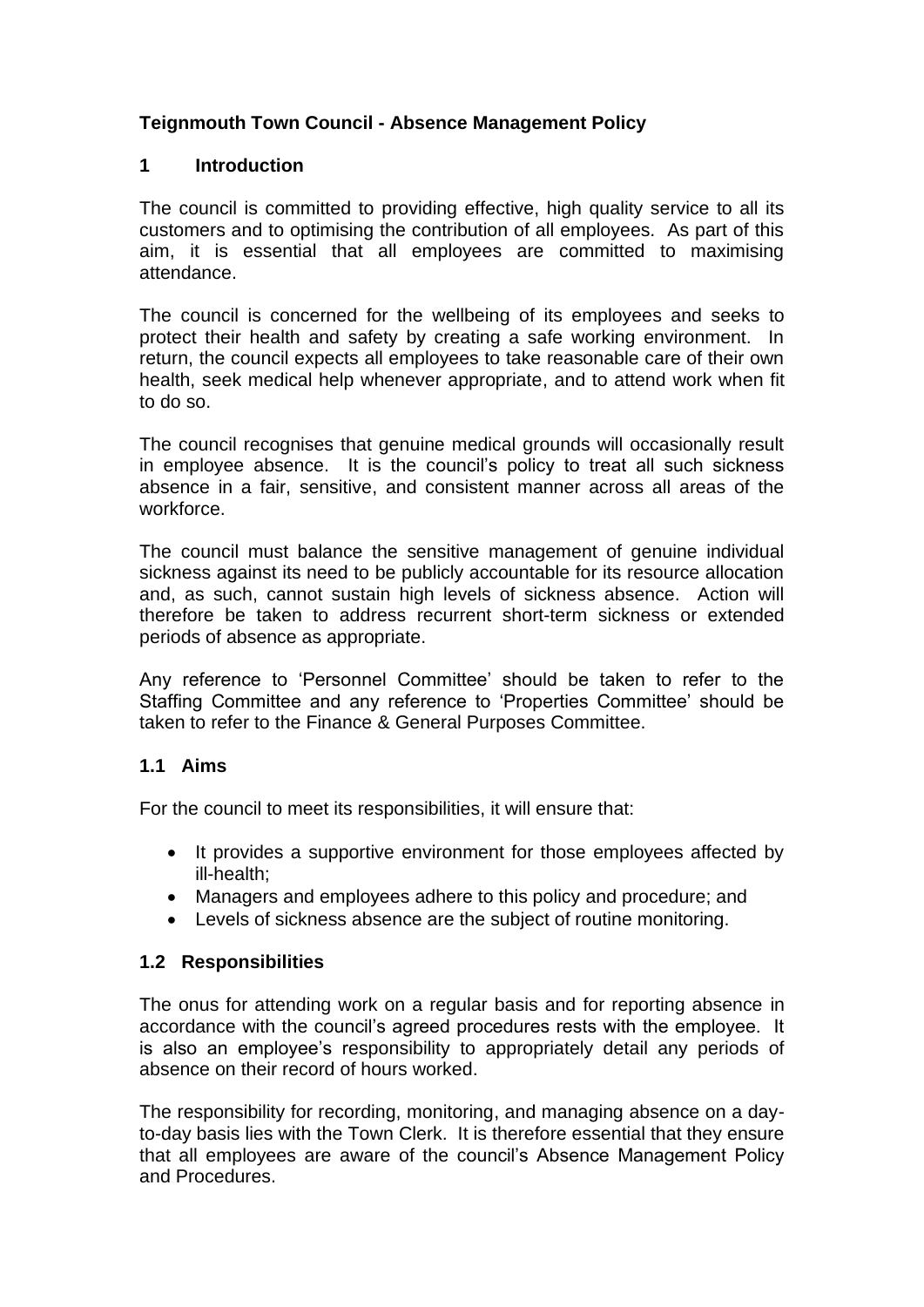**Teignmouth Town Council - Absence Management Policy**

## 1 Introduction

The council is committed to providing effective, high quality service to all its customers and to optimising the contribution of all employees. As part of this aim, it is essential that all employees are committed to maximising attendance.

The council is concerned for the wellbeing of its employees and seeks to protect their health and safety by creating a safe working environment. In return, the council expects all employees to take reasonable care of their own health, seek medical help whenever appropriate, and to attend work when fit to do so.

The council recognises that genuine medical grounds will occasionally result in employee absence. It is the council's policy to treat all such sickness absence in a fair, sensitive, and consistent manner across all areas of the workforce.

The council must balance the sensitive management of genuine individual sickness against its need to be publicly accountable for its resource allocation and, as such, cannot sustain high levels of sickness absence. Action will therefore be taken to address recurrent short-term sickness or extended periods of absence as appropriate.

Any reference to 'Personnel Committee' should be taken to refer to the Staffing Committee and any reference to 'Properties Committee' should be taken to refer to the Finance & General Purposes Committee.

### 1.1 Aims

For the council to meet its responsibilities, it will ensure that:

- It provides a supportive environment for those employees affected by ill-health;
- Managers and employees adhere to this policy and procedure; and
- Levels of sickness absence are the subject of routine monitoring.

### 1.2 Responsibilities

The onus for attending work on a regular basis and for reporting absence in accordance with the council's agreed procedures rests with the employee. It is also an employee's responsibility to appropriately detail any periods of absence on their record of hours worked.

The responsibility for recording, monitoring, and managing absence on a day-to-day basis lies with the Town Clerk. It is therefore essential that they ensure that all employees are aware of the council's Absence Management Policy and Procedures.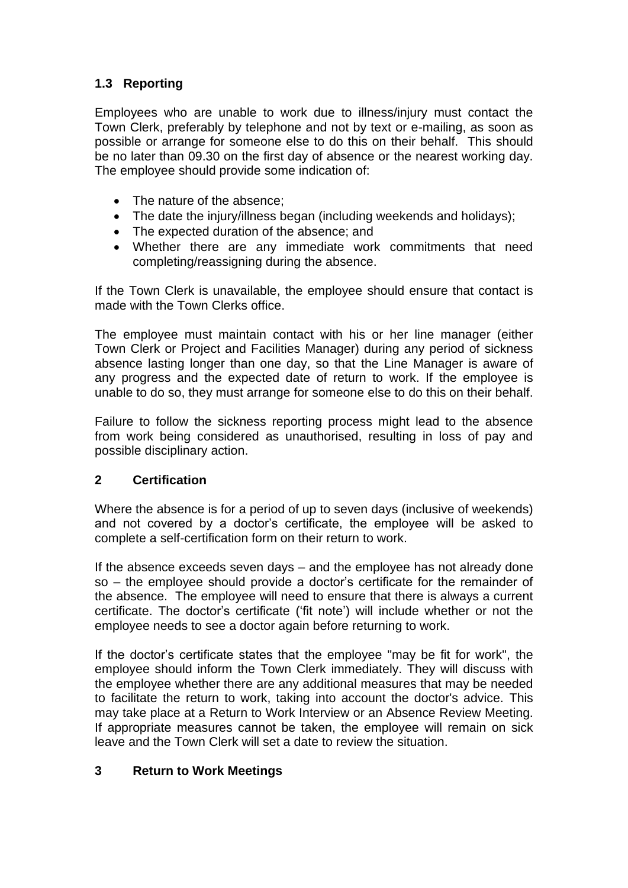### 1.3 Reporting

Employees who are unable to work due to illness/injury must contact the Town Clerk, preferably by telephone and not by text or e-mailing, as soon as possible or arrange for someone else to do this on their behalf. This should be no later than 09.30 on the first day of absence or the nearest working day. The employee should provide some indication of:

- The nature of the absence;
- The date the injury/illness began (including weekends and holidays);
- The expected duration of the absence; and
- Whether there are any immediate work commitments that need completing/reassigning during the absence.

If the Town Clerk is unavailable, the employee should ensure that contact is made with the Town Clerks office.

The employee must maintain contact with his or her line manager (either Town Clerk or Project and Facilities Manager) during any period of sickness absence lasting longer than one day, so that the Line Manager is aware of any progress and the expected date of return to work. If the employee is unable to do so, they must arrange for someone else to do this on their behalf.

Failure to follow the sickness reporting process might lead to the absence from work being considered as unauthorised, resulting in loss of pay and possible disciplinary action.

## 2 Certification

Where the absence is for a period of up to seven days (inclusive of weekends) and not covered by a doctor's certificate, the employee will be asked to complete a self-certification form on their return to work.

If the absence exceeds seven days – and the employee has not already done so – the employee should provide a doctor's certificate for the remainder of the absence. The employee will need to ensure that there is always a current certificate. The doctor's certificate ('fit note') will include whether or not the employee needs to see a doctor again before returning to work.

If the doctor's certificate states that the employee "may be fit for work", the employee should inform the Town Clerk immediately. They will discuss with the employee whether there are any additional measures that may be needed to facilitate the return to work, taking into account the doctor's advice. This may take place at a Return to Work Interview or an Absence Review Meeting. If appropriate measures cannot be taken, the employee will remain on sick leave and the Town Clerk will set a date to review the situation.

## 3 Return to Work Meetings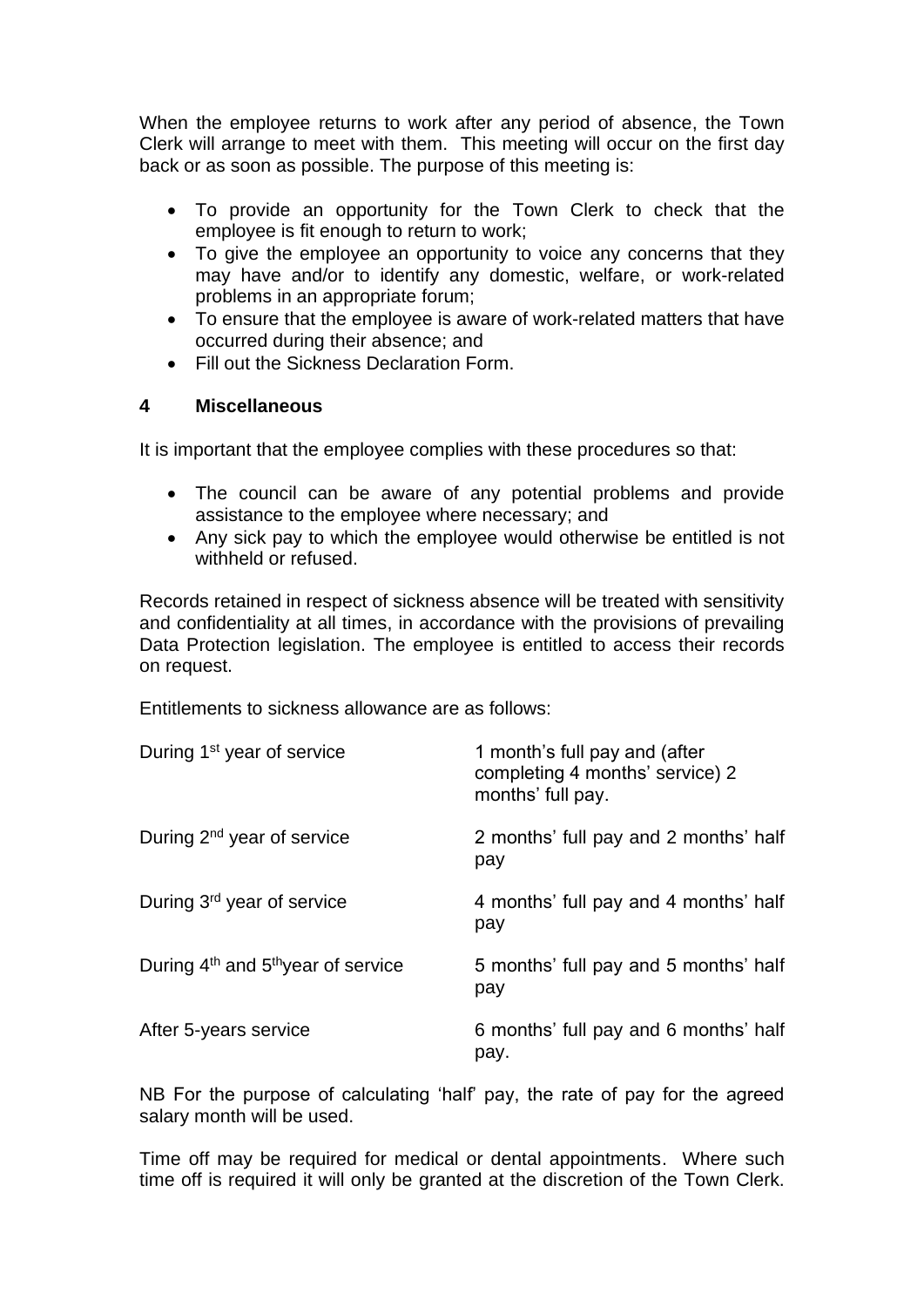When the employee returns to work after any period of absence, the Town Clerk will arrange to meet with them. This meeting will occur on the first day back or as soon as possible. The purpose of this meeting is:

- To provide an opportunity for the Town Clerk to check that the employee is fit enough to return to work;
- To give the employee an opportunity to voice any concerns that they may have and/or to identify any domestic, welfare, or work-related problems in an appropriate forum;
- To ensure that the employee is aware of work-related matters that have occurred during their absence; and
- Fill out the Sickness Declaration Form.

## 4 Miscellaneous

It is important that the employee complies with these procedures so that:

- The council can be aware of any potential problems and provide assistance to the employee where necessary; and
- Any sick pay to which the employee would otherwise be entitled is not withheld or refused.

Records retained in respect of sickness absence will be treated with sensitivity and confidentiality at all times, in accordance with the provisions of prevailing Data Protection legislation. The employee is entitled to access their records on request.

Entitlements to sickness allowance are as follows:

| | |
|---|---|
| During 1st year of service | 1 month's full pay and (after completing 4 months' service) 2 months' full pay. |
| During 2nd year of service | 2 months' full pay and 2 months' half pay |
| During 3rd year of service | 4 months' full pay and 4 months' half pay |
| During 4th and 5th year of service | 5 months' full pay and 5 months' half pay |
| After 5-years service | 6 months' full pay and 6 months' half pay. |

NB For the purpose of calculating 'half' pay, the rate of pay for the agreed salary month will be used.

Time off may be required for medical or dental appointments. Where such time off is required it will only be granted at the discretion of the Town Clerk.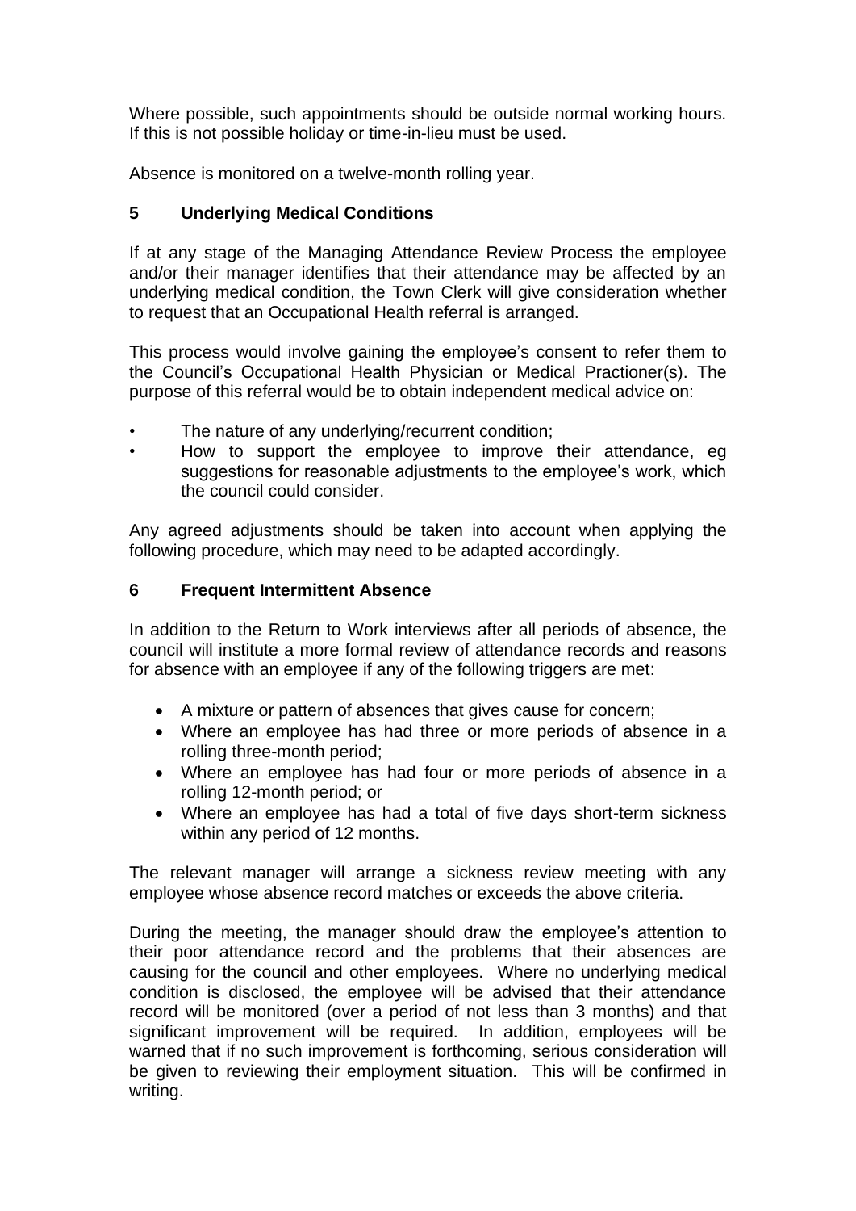Where possible, such appointments should be outside normal working hours. If this is not possible holiday or time-in-lieu must be used.

Absence is monitored on a twelve-month rolling year.

## 5 Underlying Medical Conditions

If at any stage of the Managing Attendance Review Process the employee and/or their manager identifies that their attendance may be affected by an underlying medical condition, the Town Clerk will give consideration whether to request that an Occupational Health referral is arranged.

This process would involve gaining the employee's consent to refer them to the Council's Occupational Health Physician or Medical Practioner(s). The purpose of this referral would be to obtain independent medical advice on:

- The nature of any underlying/recurrent condition;
- How to support the employee to improve their attendance, eg suggestions for reasonable adjustments to the employee's work, which the council could consider.

Any agreed adjustments should be taken into account when applying the following procedure, which may need to be adapted accordingly.

## 6 Frequent Intermittent Absence

In addition to the Return to Work interviews after all periods of absence, the council will institute a more formal review of attendance records and reasons for absence with an employee if any of the following triggers are met:

- A mixture or pattern of absences that gives cause for concern;
- Where an employee has had three or more periods of absence in a rolling three-month period;
- Where an employee has had four or more periods of absence in a rolling 12-month period; or
- Where an employee has had a total of five days short-term sickness within any period of 12 months.

The relevant manager will arrange a sickness review meeting with any employee whose absence record matches or exceeds the above criteria.

During the meeting, the manager should draw the employee's attention to their poor attendance record and the problems that their absences are causing for the council and other employees. Where no underlying medical condition is disclosed, the employee will be advised that their attendance record will be monitored (over a period of not less than 3 months) and that significant improvement will be required. In addition, employees will be warned that if no such improvement is forthcoming, serious consideration will be given to reviewing their employment situation. This will be confirmed in writing.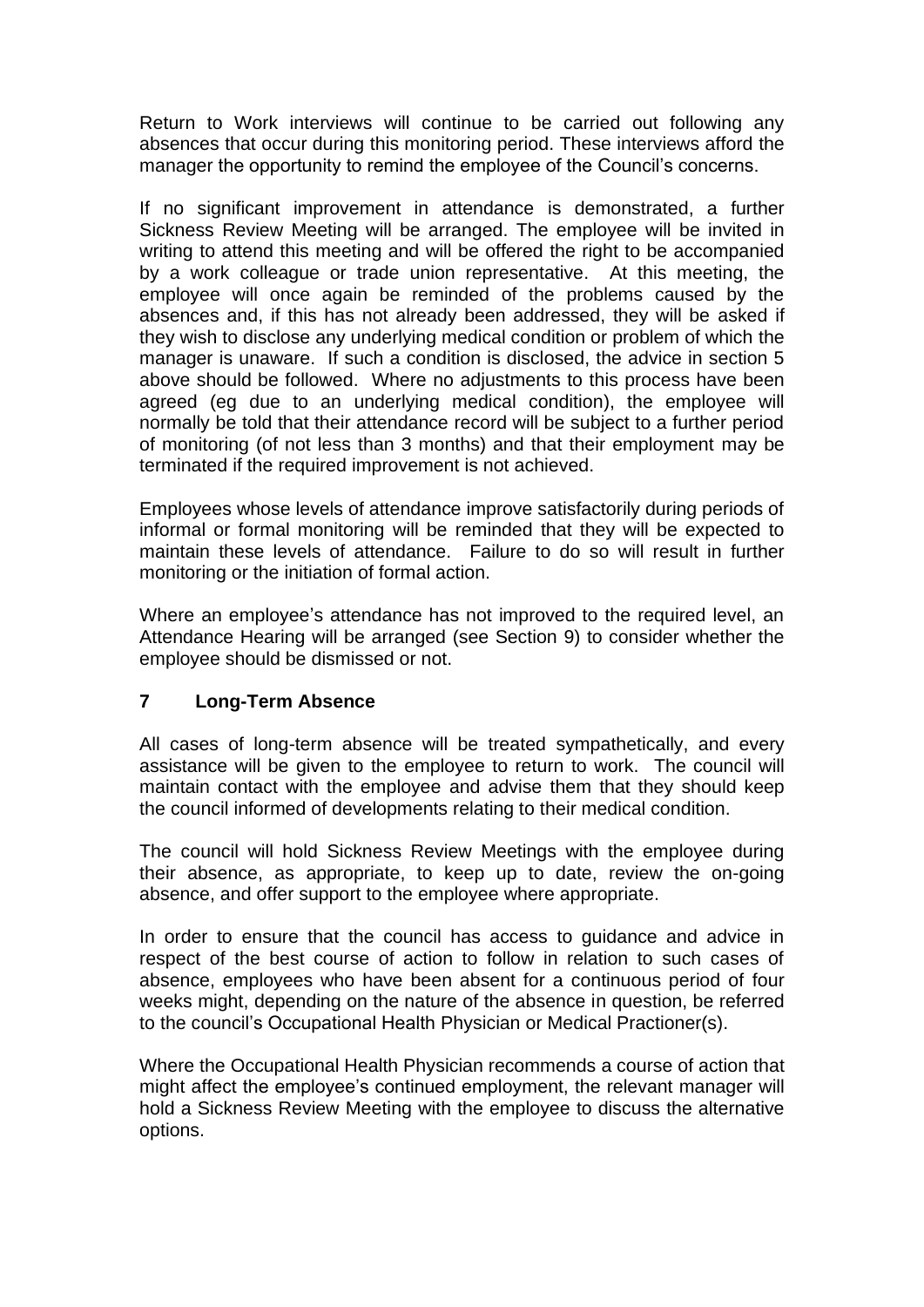Return to Work interviews will continue to be carried out following any absences that occur during this monitoring period. These interviews afford the manager the opportunity to remind the employee of the Council's concerns.

If no significant improvement in attendance is demonstrated, a further Sickness Review Meeting will be arranged. The employee will be invited in writing to attend this meeting and will be offered the right to be accompanied by a work colleague or trade union representative. At this meeting, the employee will once again be reminded of the problems caused by the absences and, if this has not already been addressed, they will be asked if they wish to disclose any underlying medical condition or problem of which the manager is unaware. If such a condition is disclosed, the advice in section 5 above should be followed. Where no adjustments to this process have been agreed (eg due to an underlying medical condition), the employee will normally be told that their attendance record will be subject to a further period of monitoring (of not less than 3 months) and that their employment may be terminated if the required improvement is not achieved.

Employees whose levels of attendance improve satisfactorily during periods of informal or formal monitoring will be reminded that they will be expected to maintain these levels of attendance. Failure to do so will result in further monitoring or the initiation of formal action.

Where an employee's attendance has not improved to the required level, an Attendance Hearing will be arranged (see Section 9) to consider whether the employee should be dismissed or not.

## 7 Long-Term Absence

All cases of long-term absence will be treated sympathetically, and every assistance will be given to the employee to return to work. The council will maintain contact with the employee and advise them that they should keep the council informed of developments relating to their medical condition.

The council will hold Sickness Review Meetings with the employee during their absence, as appropriate, to keep up to date, review the on-going absence, and offer support to the employee where appropriate.

In order to ensure that the council has access to guidance and advice in respect of the best course of action to follow in relation to such cases of absence, employees who have been absent for a continuous period of four weeks might, depending on the nature of the absence in question, be referred to the council's Occupational Health Physician or Medical Practioner(s).

Where the Occupational Health Physician recommends a course of action that might affect the employee's continued employment, the relevant manager will hold a Sickness Review Meeting with the employee to discuss the alternative options.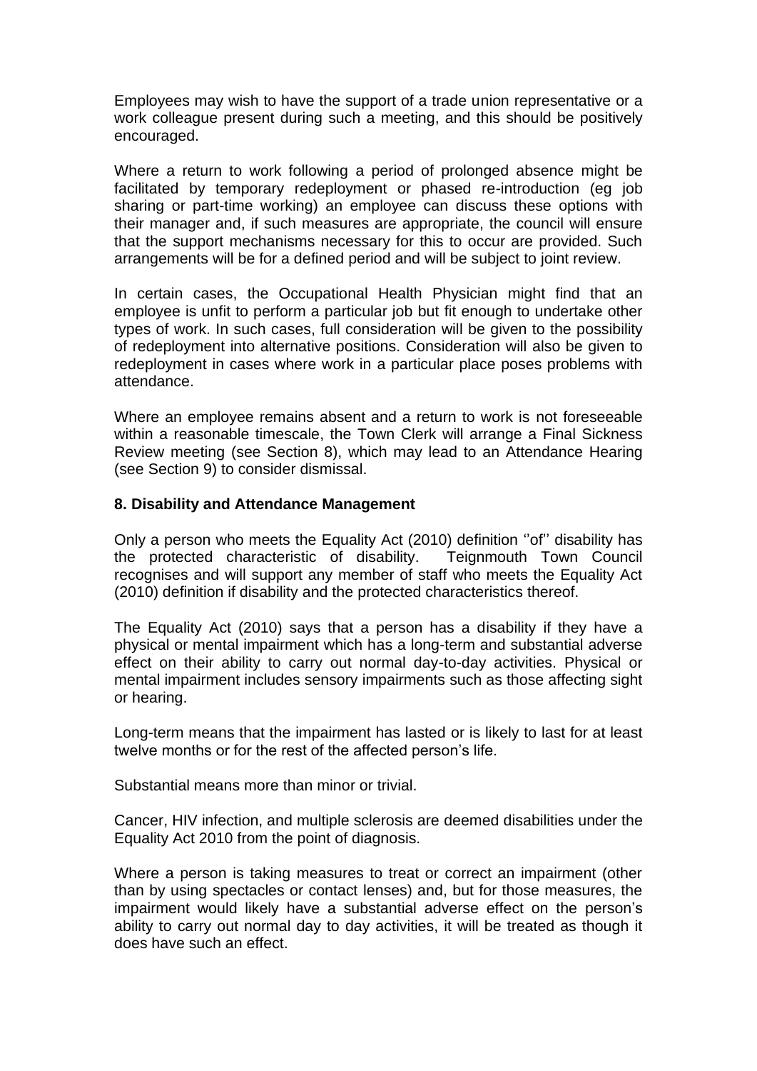Employees may wish to have the support of a trade union representative or a work colleague present during such a meeting, and this should be positively encouraged.

Where a return to work following a period of prolonged absence might be facilitated by temporary redeployment or phased re-introduction (eg job sharing or part-time working) an employee can discuss these options with their manager and, if such measures are appropriate, the council will ensure that the support mechanisms necessary for this to occur are provided. Such arrangements will be for a defined period and will be subject to joint review.

In certain cases, the Occupational Health Physician might find that an employee is unfit to perform a particular job but fit enough to undertake other types of work. In such cases, full consideration will be given to the possibility of redeployment into alternative positions. Consideration will also be given to redeployment in cases where work in a particular place poses problems with attendance.

Where an employee remains absent and a return to work is not foreseeable within a reasonable timescale, the Town Clerk will arrange a Final Sickness Review meeting (see Section 8), which may lead to an Attendance Hearing (see Section 9) to consider dismissal.

## 8. Disability and Attendance Management

Only a person who meets the Equality Act (2010) definition ''of'' disability has the protected characteristic of disability. Teignmouth Town Council recognises and will support any member of staff who meets the Equality Act (2010) definition if disability and the protected characteristics thereof.

The Equality Act (2010) says that a person has a disability if they have a physical or mental impairment which has a long-term and substantial adverse effect on their ability to carry out normal day-to-day activities. Physical or mental impairment includes sensory impairments such as those affecting sight or hearing.

Long-term means that the impairment has lasted or is likely to last for at least twelve months or for the rest of the affected person's life.

Substantial means more than minor or trivial.

Cancer, HIV infection, and multiple sclerosis are deemed disabilities under the Equality Act 2010 from the point of diagnosis.

Where a person is taking measures to treat or correct an impairment (other than by using spectacles or contact lenses) and, but for those measures, the impairment would likely have a substantial adverse effect on the person's ability to carry out normal day to day activities, it will be treated as though it does have such an effect.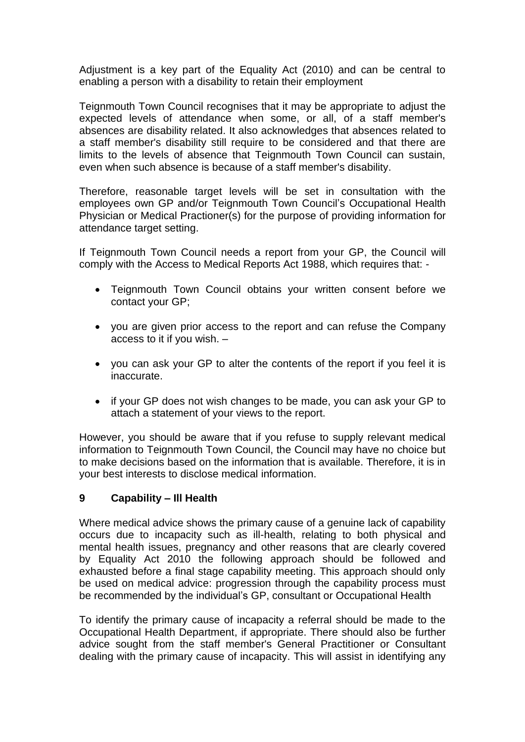Adjustment is a key part of the Equality Act (2010) and can be central to enabling a person with a disability to retain their employment

Teignmouth Town Council recognises that it may be appropriate to adjust the expected levels of attendance when some, or all, of a staff member's absences are disability related. It also acknowledges that absences related to a staff member's disability still require to be considered and that there are limits to the levels of absence that Teignmouth Town Council can sustain, even when such absence is because of a staff member's disability.

Therefore, reasonable target levels will be set in consultation with the employees own GP and/or Teignmouth Town Council's Occupational Health Physician or Medical Practioner(s) for the purpose of providing information for attendance target setting.

If Teignmouth Town Council needs a report from your GP, the Council will comply with the Access to Medical Reports Act 1988, which requires that: -

- Teignmouth Town Council obtains your written consent before we contact your GP;
- you are given prior access to the report and can refuse the Company access to it if you wish. –
- you can ask your GP to alter the contents of the report if you feel it is inaccurate.
- if your GP does not wish changes to be made, you can ask your GP to attach a statement of your views to the report.

However, you should be aware that if you refuse to supply relevant medical information to Teignmouth Town Council, the Council may have no choice but to make decisions based on the information that is available. Therefore, it is in your best interests to disclose medical information.

## 9 Capability – Ill Health

Where medical advice shows the primary cause of a genuine lack of capability occurs due to incapacity such as ill-health, relating to both physical and mental health issues, pregnancy and other reasons that are clearly covered by Equality Act 2010 the following approach should be followed and exhausted before a final stage capability meeting. This approach should only be used on medical advice: progression through the capability process must be recommended by the individual's GP, consultant or Occupational Health

To identify the primary cause of incapacity a referral should be made to the Occupational Health Department, if appropriate. There should also be further advice sought from the staff member's General Practitioner or Consultant dealing with the primary cause of incapacity. This will assist in identifying any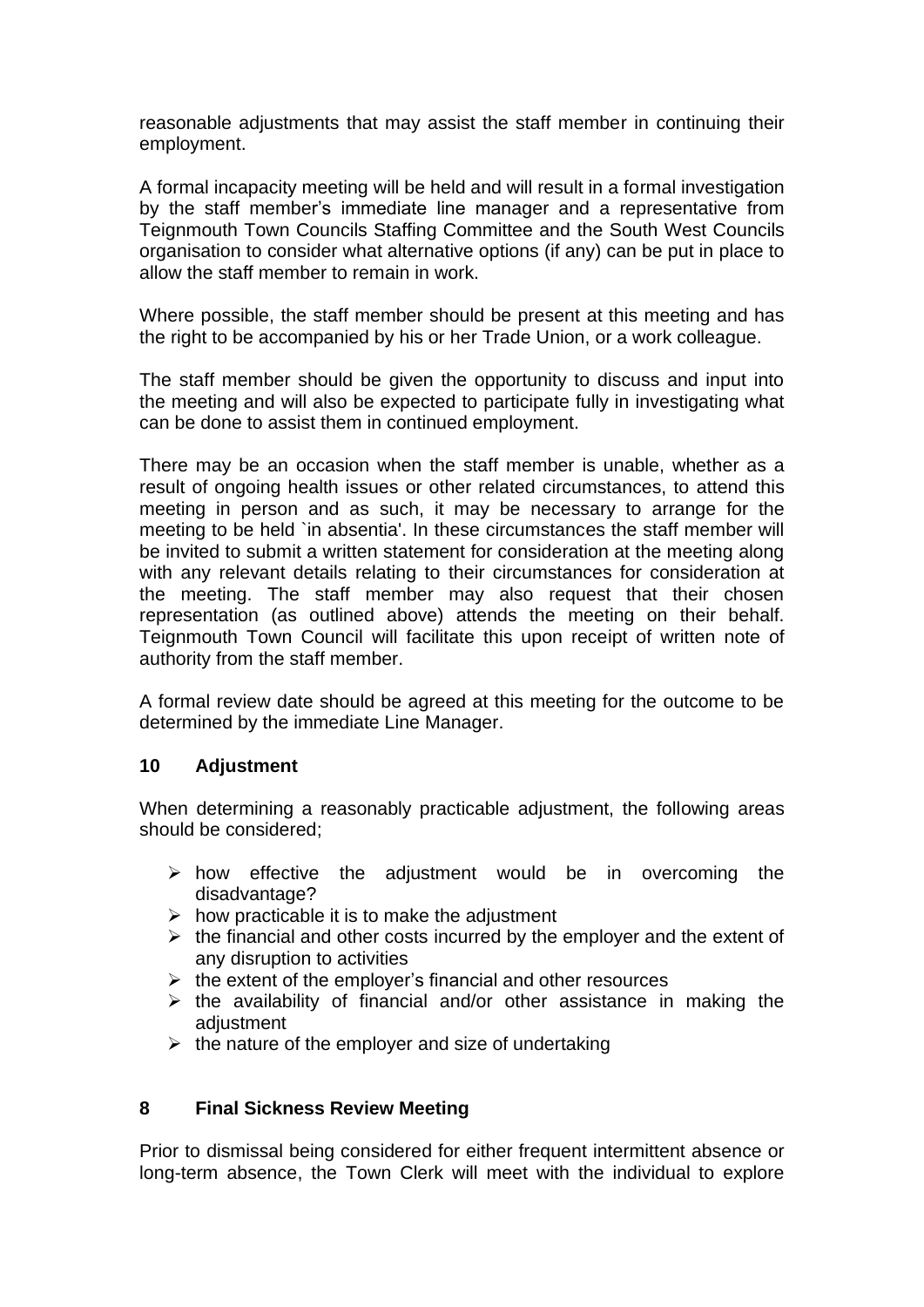reasonable adjustments that may assist the staff member in continuing their employment.

A formal incapacity meeting will be held and will result in a formal investigation by the staff member's immediate line manager and a representative from Teignmouth Town Councils Staffing Committee and the South West Councils organisation to consider what alternative options (if any) can be put in place to allow the staff member to remain in work.

Where possible, the staff member should be present at this meeting and has the right to be accompanied by his or her Trade Union, or a work colleague.

The staff member should be given the opportunity to discuss and input into the meeting and will also be expected to participate fully in investigating what can be done to assist them in continued employment.

There may be an occasion when the staff member is unable, whether as a result of ongoing health issues or other related circumstances, to attend this meeting in person and as such, it may be necessary to arrange for the meeting to be held `in absentia'. In these circumstances the staff member will be invited to submit a written statement for consideration at the meeting along with any relevant details relating to their circumstances for consideration at the meeting. The staff member may also request that their chosen representation (as outlined above) attends the meeting on their behalf. Teignmouth Town Council will facilitate this upon receipt of written note of authority from the staff member.

A formal review date should be agreed at this meeting for the outcome to be determined by the immediate Line Manager.

## 10 Adjustment

When determining a reasonably practicable adjustment, the following areas should be considered;

- how effective the adjustment would be in overcoming the disadvantage?
- how practicable it is to make the adjustment
- the financial and other costs incurred by the employer and the extent of any disruption to activities
- the extent of the employer's financial and other resources
- the availability of financial and/or other assistance in making the adjustment
- the nature of the employer and size of undertaking

## 8 Final Sickness Review Meeting

Prior to dismissal being considered for either frequent intermittent absence or long-term absence, the Town Clerk will meet with the individual to explore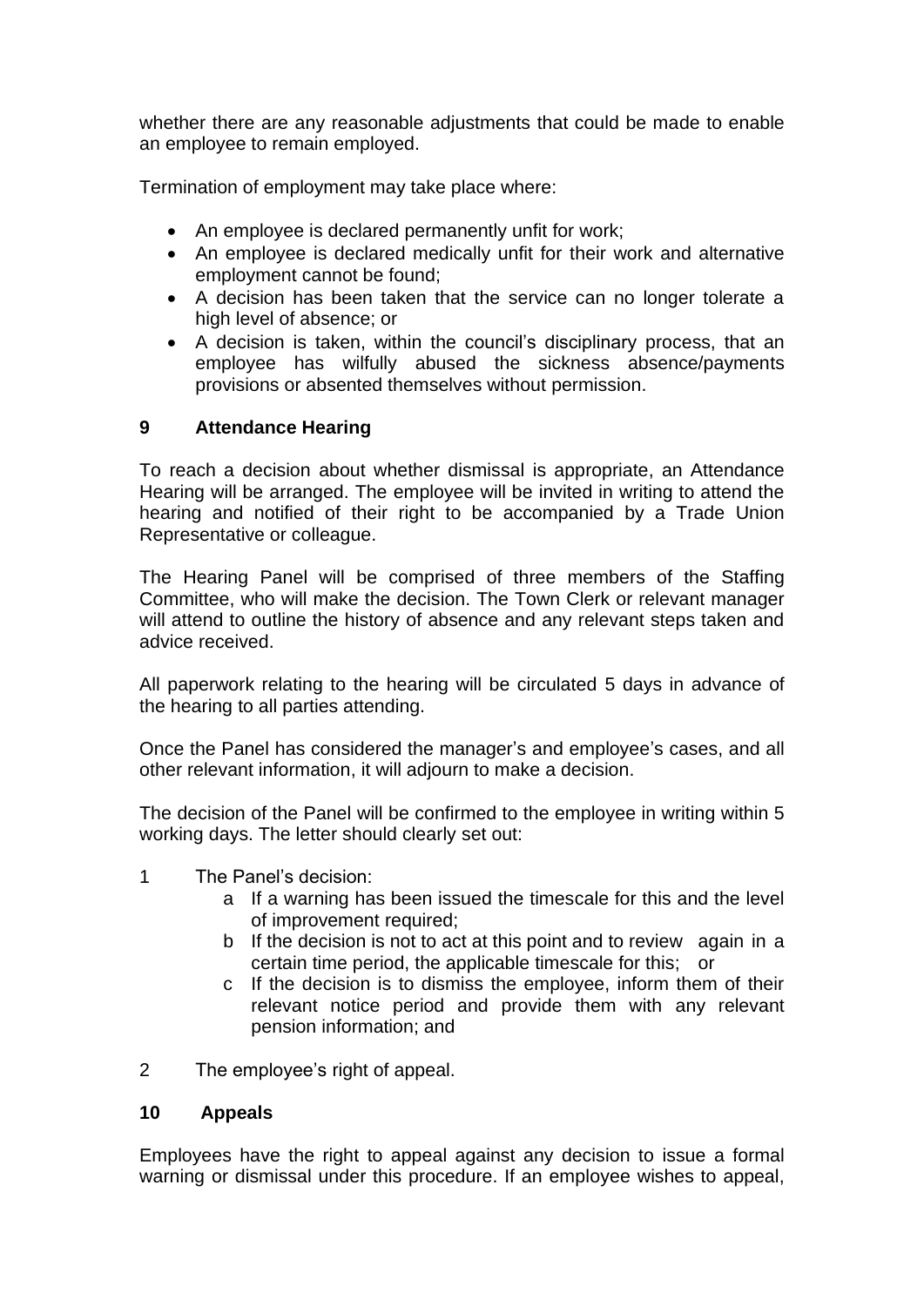whether there are any reasonable adjustments that could be made to enable an employee to remain employed.

Termination of employment may take place where:

- An employee is declared permanently unfit for work;
- An employee is declared medically unfit for their work and alternative employment cannot be found;
- A decision has been taken that the service can no longer tolerate a high level of absence; or
- A decision is taken, within the council's disciplinary process, that an employee has wilfully abused the sickness absence/payments provisions or absented themselves without permission.

## 9 Attendance Hearing

To reach a decision about whether dismissal is appropriate, an Attendance Hearing will be arranged. The employee will be invited in writing to attend the hearing and notified of their right to be accompanied by a Trade Union Representative or colleague.

The Hearing Panel will be comprised of three members of the Staffing Committee, who will make the decision. The Town Clerk or relevant manager will attend to outline the history of absence and any relevant steps taken and advice received.

All paperwork relating to the hearing will be circulated 5 days in advance of the hearing to all parties attending.

Once the Panel has considered the manager's and employee's cases, and all other relevant information, it will adjourn to make a decision.

The decision of the Panel will be confirmed to the employee in writing within 5 working days. The letter should clearly set out:

1 The Panel's decision:
   a If a warning has been issued the timescale for this and the level of improvement required;
   b If the decision is not to act at this point and to review again in a certain time period, the applicable timescale for this; or
   c If the decision is to dismiss the employee, inform them of their relevant notice period and provide them with any relevant pension information; and

2 The employee's right of appeal.

## 10 Appeals

Employees have the right to appeal against any decision to issue a formal warning or dismissal under this procedure. If an employee wishes to appeal,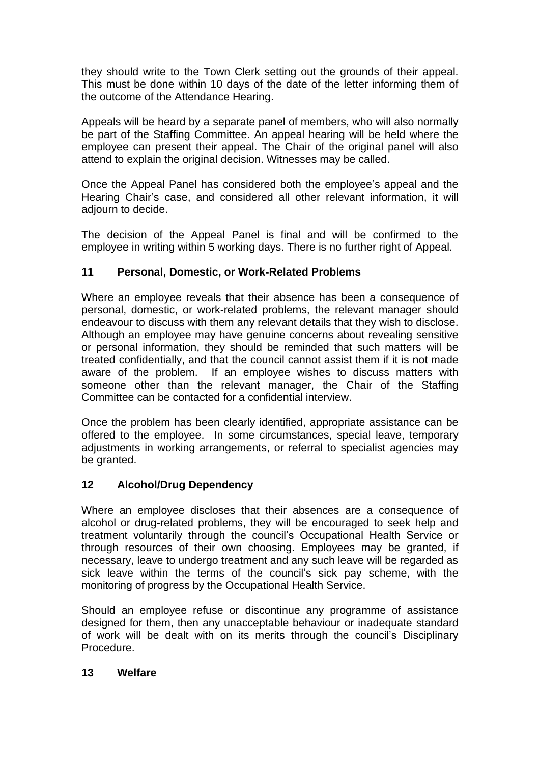they should write to the Town Clerk setting out the grounds of their appeal. This must be done within 10 days of the date of the letter informing them of the outcome of the Attendance Hearing.

Appeals will be heard by a separate panel of members, who will also normally be part of the Staffing Committee. An appeal hearing will be held where the employee can present their appeal. The Chair of the original panel will also attend to explain the original decision. Witnesses may be called.

Once the Appeal Panel has considered both the employee's appeal and the Hearing Chair's case, and considered all other relevant information, it will adjourn to decide.

The decision of the Appeal Panel is final and will be confirmed to the employee in writing within 5 working days. There is no further right of Appeal.

## 11 Personal, Domestic, or Work-Related Problems

Where an employee reveals that their absence has been a consequence of personal, domestic, or work-related problems, the relevant manager should endeavour to discuss with them any relevant details that they wish to disclose. Although an employee may have genuine concerns about revealing sensitive or personal information, they should be reminded that such matters will be treated confidentially, and that the council cannot assist them if it is not made aware of the problem. If an employee wishes to discuss matters with someone other than the relevant manager, the Chair of the Staffing Committee can be contacted for a confidential interview.

Once the problem has been clearly identified, appropriate assistance can be offered to the employee. In some circumstances, special leave, temporary adjustments in working arrangements, or referral to specialist agencies may be granted.

## 12 Alcohol/Drug Dependency

Where an employee discloses that their absences are a consequence of alcohol or drug-related problems, they will be encouraged to seek help and treatment voluntarily through the council's Occupational Health Service or through resources of their own choosing. Employees may be granted, if necessary, leave to undergo treatment and any such leave will be regarded as sick leave within the terms of the council's sick pay scheme, with the monitoring of progress by the Occupational Health Service.

Should an employee refuse or discontinue any programme of assistance designed for them, then any unacceptable behaviour or inadequate standard of work will be dealt with on its merits through the council's Disciplinary Procedure.

## 13 Welfare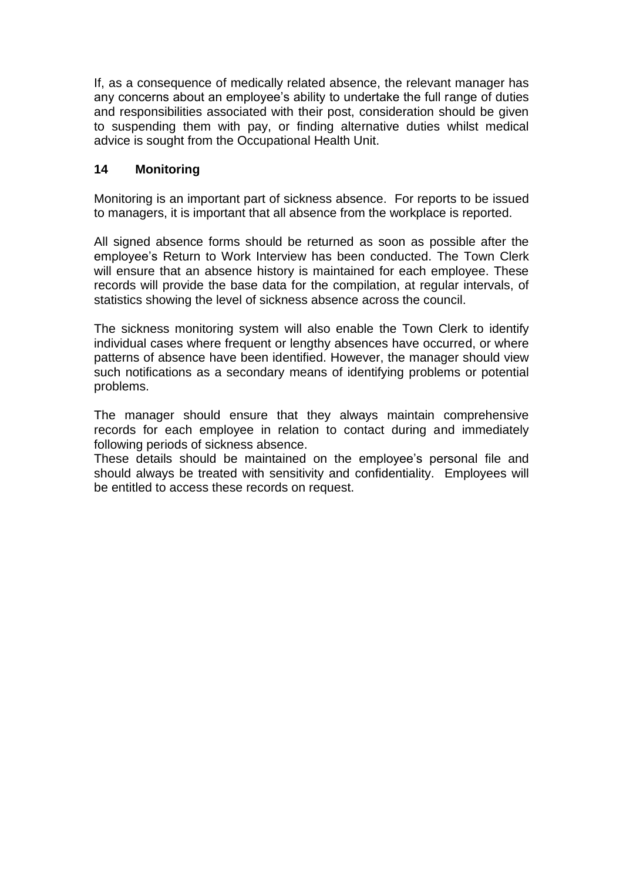If, as a consequence of medically related absence, the relevant manager has any concerns about an employee's ability to undertake the full range of duties and responsibilities associated with their post, consideration should be given to suspending them with pay, or finding alternative duties whilst medical advice is sought from the Occupational Health Unit.

## 14 Monitoring

Monitoring is an important part of sickness absence. For reports to be issued to managers, it is important that all absence from the workplace is reported.

All signed absence forms should be returned as soon as possible after the employee's Return to Work Interview has been conducted. The Town Clerk will ensure that an absence history is maintained for each employee. These records will provide the base data for the compilation, at regular intervals, of statistics showing the level of sickness absence across the council.

The sickness monitoring system will also enable the Town Clerk to identify individual cases where frequent or lengthy absences have occurred, or where patterns of absence have been identified. However, the manager should view such notifications as a secondary means of identifying problems or potential problems.

The manager should ensure that they always maintain comprehensive records for each employee in relation to contact during and immediately following periods of sickness absence.
These details should be maintained on the employee's personal file and should always be treated with sensitivity and confidentiality. Employees will be entitled to access these records on request.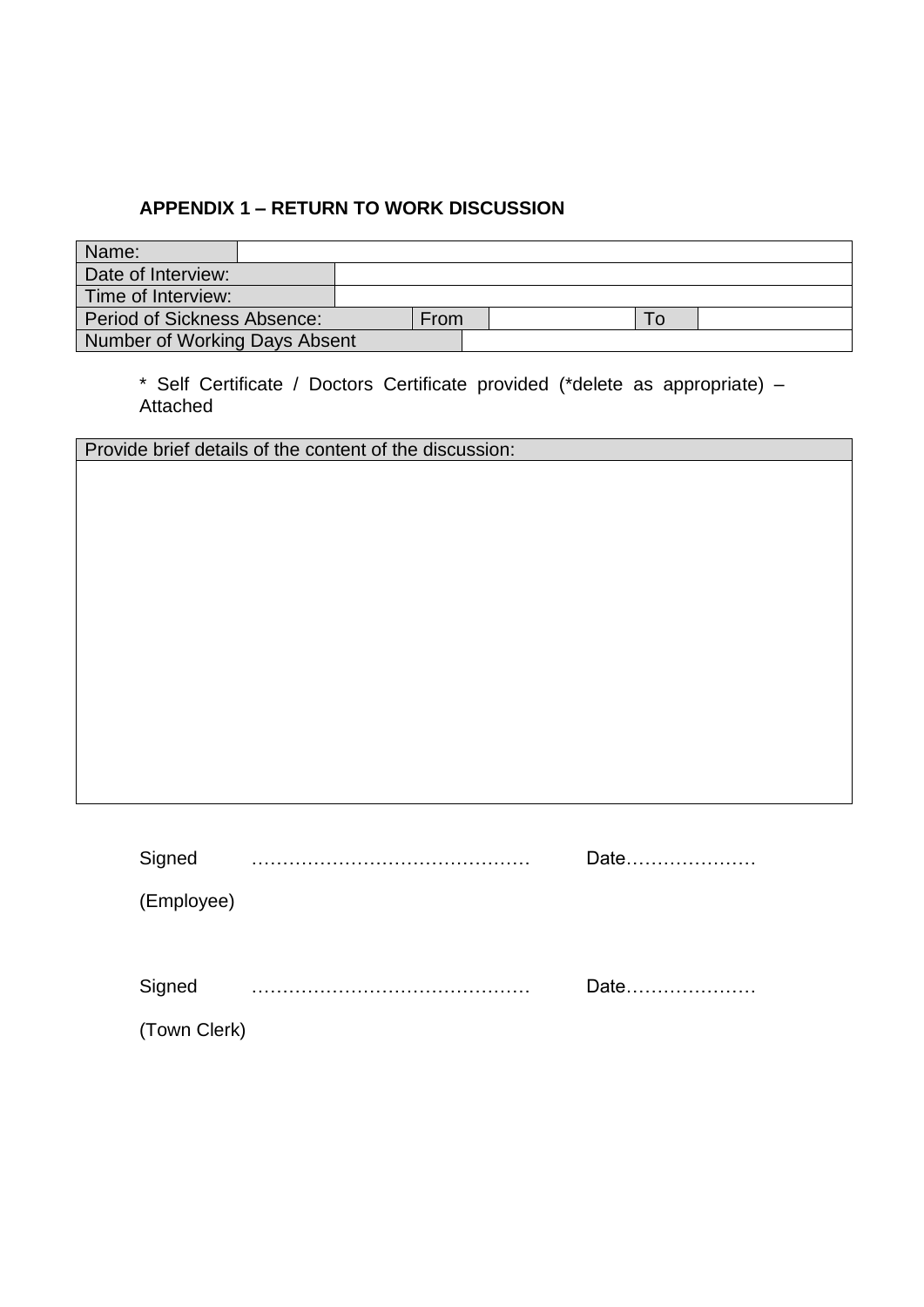**APPENDIX 1 – RETURN TO WORK DISCUSSION**

| | | | | |
|---|---|---|---|---|
| Name: | | | | |
| Date of Interview: | | | | |
| Time of Interview: | | | | |
| Period of Sickness Absence: | From | | To | |
| Number of Working Days Absent | | | | |

* Self Certificate / Doctors Certificate provided (*delete as appropriate) – Attached

| Provide brief details of the content of the discussion: |
|---|
| |

Signed ……………………………………… Date…………………

(Employee)

Signed ……………………………………… Date…………………

(Town Clerk)